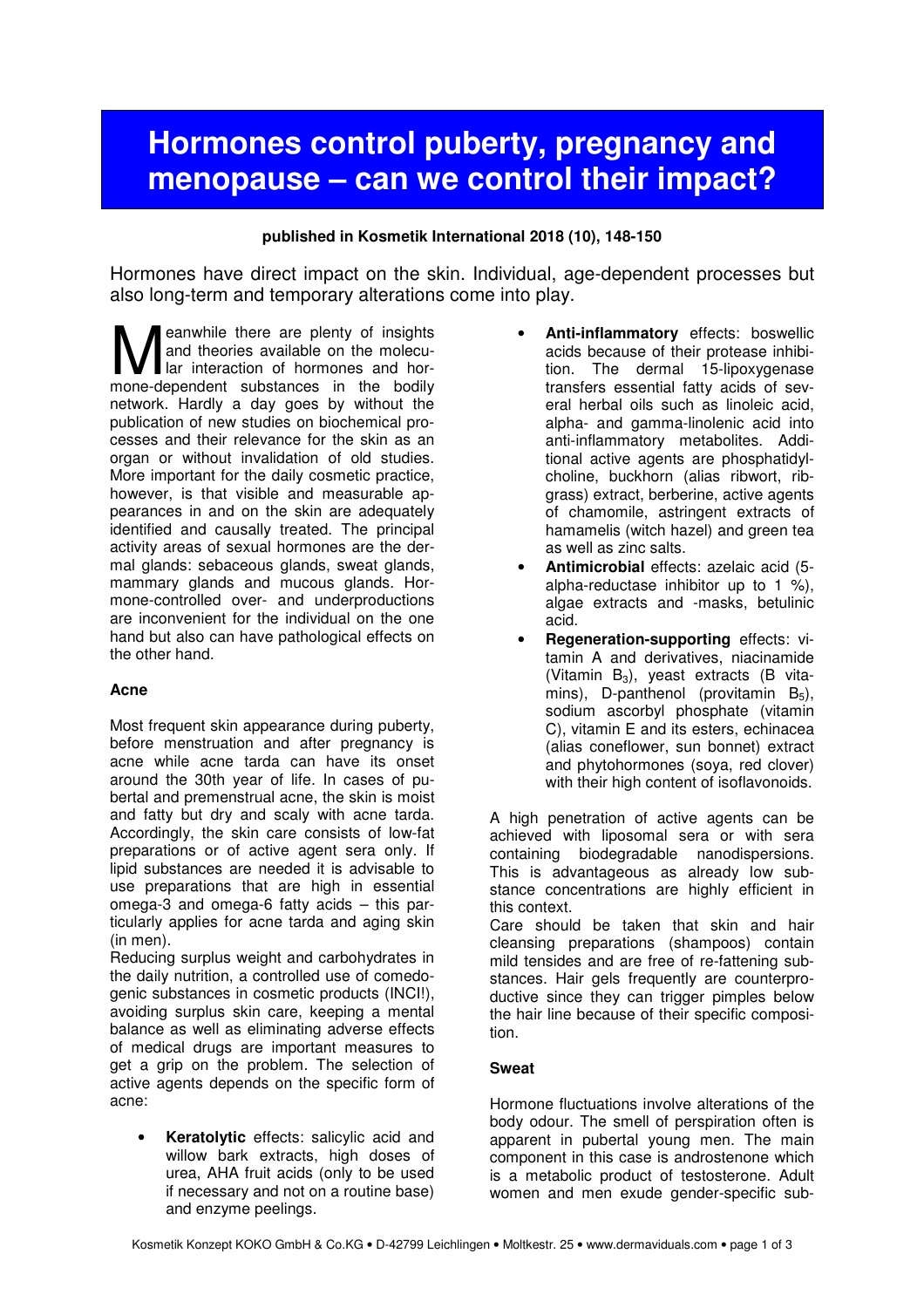# Hormones control puberty, pregnancy and menopause – can we control their impact?

**published in Kosmetik International 2018 (10), 148-150**

Hormones have direct impact on the skin. Individual, age-dependent processes but also long-term and temporary alterations come into play.

Meanwhile there are plenty of insights and theories available on the molecular interaction of hormones and hormone-dependent substances in the bodily network. Hardly a day goes by without the publication of new studies on biochemical processes and their relevance for the skin as an organ or without invalidation of old studies. More important for the daily cosmetic practice, however, is that visible and measurable appearances in and on the skin are adequately identified and causally treated. The principal activity areas of sexual hormones are the dermal glands: sebaceous glands, sweat glands, mammary glands and mucous glands. Hormone-controlled over- and underproductions are inconvenient for the individual on the one hand but also can have pathological effects on the other hand.

### Acne

Most frequent skin appearance during puberty, before menstruation and after pregnancy is acne while acne tarda can have its onset around the 30th year of life. In cases of pubertal and premenstrual acne, the skin is moist and fatty but dry and scaly with acne tarda. Accordingly, the skin care consists of low-fat preparations or of active agent sera only. If lipid substances are needed it is advisable to use preparations that are high in essential omega-3 and omega-6 fatty acids – this particularly applies for acne tarda and aging skin (in men).

Reducing surplus weight and carbohydrates in the daily nutrition, a controlled use of comedogenic substances in cosmetic products (INCI!), avoiding surplus skin care, keeping a mental balance as well as eliminating adverse effects of medical drugs are important measures to get a grip on the problem. The selection of active agents depends on the specific form of acne:

- **Keratolytic** effects: salicylic acid and willow bark extracts, high doses of urea, AHA fruit acids (only to be used if necessary and not on a routine base) and enzyme peelings.
- **Anti-inflammatory** effects: boswellic acids because of their protease inhibition. The dermal 15-lipoxygenase transfers essential fatty acids of several herbal oils such as linoleic acid, alpha- and gamma-linolenic acid into anti-inflammatory metabolites. Additional active agents are phosphatidylcholine, buckhorn (alias ribwort, ribgrass) extract, berberine, active agents of chamomile, astringent extracts of hamamelis (witch hazel) and green tea as well as zinc salts.
- **Antimicrobial** effects: azelaic acid (5-alpha-reductase inhibitor up to 1 %), algae extracts and -masks, betulinic acid.
- **Regeneration-supporting** effects: vitamin A and derivatives, niacinamide (Vitamin $B_3$), yeast extracts (B vitamins), D-panthenol (provitamin $B_5$), sodium ascorbyl phosphate (vitamin C), vitamin E and its esters, echinacea (alias coneflower, sun bonnet) extract and phytohormones (soya, red clover) with their high content of isoflavonoids.

A high penetration of active agents can be achieved with liposomal sera or with sera containing biodegradable nanodispersions. This is advantageous as already low substance concentrations are highly efficient in this context.

Care should be taken that skin and hair cleansing preparations (shampoos) contain mild tensides and are free of re-fattening substances. Hair gels frequently are counterproductive since they can trigger pimples below the hair line because of their specific composition.

### Sweat

Hormone fluctuations involve alterations of the body odour. The smell of perspiration often is apparent in pubertal young men. The main component in this case is androstenone which is a metabolic product of testosterone. Adult women and men exude gender-specific sub-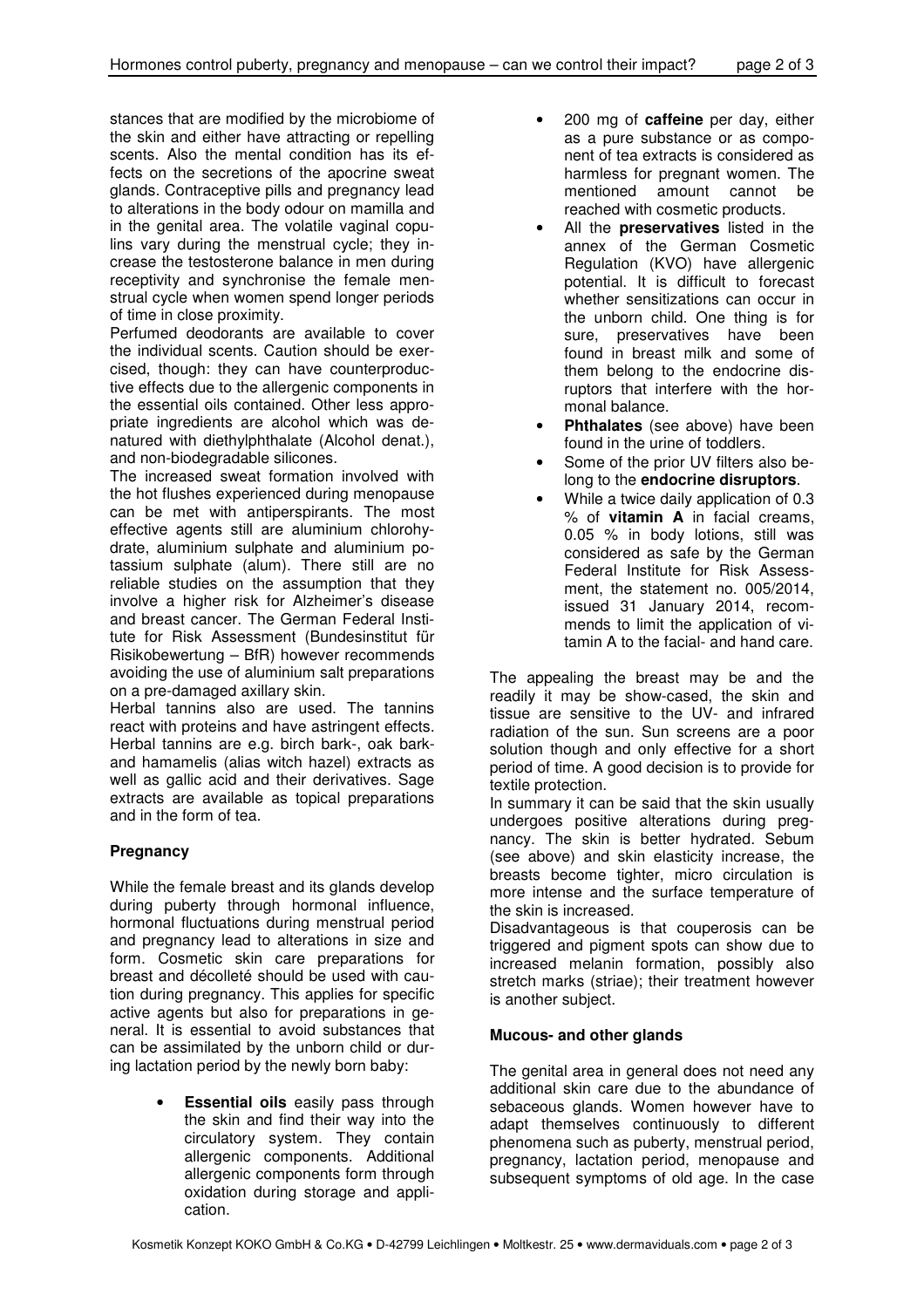stances that are modified by the microbiome of the skin and either have attracting or repelling scents. Also the mental condition has its effects on the secretions of the apocrine sweat glands. Contraceptive pills and pregnancy lead to alterations in the body odour on mamilla and in the genital area. The volatile vaginal copulins vary during the menstrual cycle; they increase the testosterone balance in men during receptivity and synchronise the female menstrual cycle when women spend longer periods of time in close proximity.

Perfumed deodorants are available to cover the individual scents. Caution should be exercised, though: they can have counterproductive effects due to the allergenic components in the essential oils contained. Other less appropriate ingredients are alcohol which was denatured with diethylphthalate (Alcohol denat.), and non-biodegradable silicones.

The increased sweat formation involved with the hot flushes experienced during menopause can be met with antiperspirants. The most effective agents still are aluminium chlorohydrate, aluminium sulphate and aluminium potassium sulphate (alum). There still are no reliable studies on the assumption that they involve a higher risk for Alzheimer's disease and breast cancer. The German Federal Institute for Risk Assessment (Bundesinstitut für Risikobewertung – BfR) however recommends avoiding the use of aluminium salt preparations on a pre-damaged axillary skin.

Herbal tannins also are used. The tannins react with proteins and have astringent effects. Herbal tannins are e.g. birch bark-, oak bark- and hamamelis (alias witch hazel) extracts as well as gallic acid and their derivatives. Sage extracts are available as topical preparations and in the form of tea.

**Pregnancy**

While the female breast and its glands develop during puberty through hormonal influence, hormonal fluctuations during menstrual period and pregnancy lead to alterations in size and form. Cosmetic skin care preparations for breast and décolleté should be used with caution during pregnancy. This applies for specific active agents but also for preparations in general. It is essential to avoid substances that can be assimilated by the unborn child or during lactation period by the newly born baby:

- **Essential oils** easily pass through the skin and find their way into the circulatory system. They contain allergenic components. Additional allergenic components form through oxidation during storage and application.
- 200 mg of **caffeine** per day, either as a pure substance or as component of tea extracts is considered as harmless for pregnant women. The mentioned amount cannot be reached with cosmetic products.
- All the **preservatives** listed in the annex of the German Cosmetic Regulation (KVO) have allergenic potential. It is difficult to forecast whether sensitizations can occur in the unborn child. One thing is for sure, preservatives have been found in breast milk and some of them belong to the endocrine disruptors that interfere with the hormonal balance.
- **Phthalates** (see above) have been found in the urine of toddlers.
- Some of the prior UV filters also belong to the **endocrine disruptors**.
- While a twice daily application of 0.3 % of **vitamin A** in facial creams, 0.05 % in body lotions, still was considered as safe by the German Federal Institute for Risk Assessment, the statement no. 005/2014, issued 31 January 2014, recommends to limit the application of vitamin A to the facial- and hand care.

The appealing the breast may be and the readily it may be show-cased, the skin and tissue are sensitive to the UV- and infrared radiation of the sun. Sun screens are a poor solution though and only effective for a short period of time. A good decision is to provide for textile protection.

In summary it can be said that the skin usually undergoes positive alterations during pregnancy. The skin is better hydrated. Sebum (see above) and skin elasticity increase, the breasts become tighter, micro circulation is more intense and the surface temperature of the skin is increased.

Disadvantageous is that couperosis can be triggered and pigment spots can show due to increased melanin formation, possibly also stretch marks (striae); their treatment however is another subject.

**Mucous- and other glands**

The genital area in general does not need any additional skin care due to the abundance of sebaceous glands. Women however have to adapt themselves continuously to different phenomena such as puberty, menstrual period, pregnancy, lactation period, menopause and subsequent symptoms of old age. In the case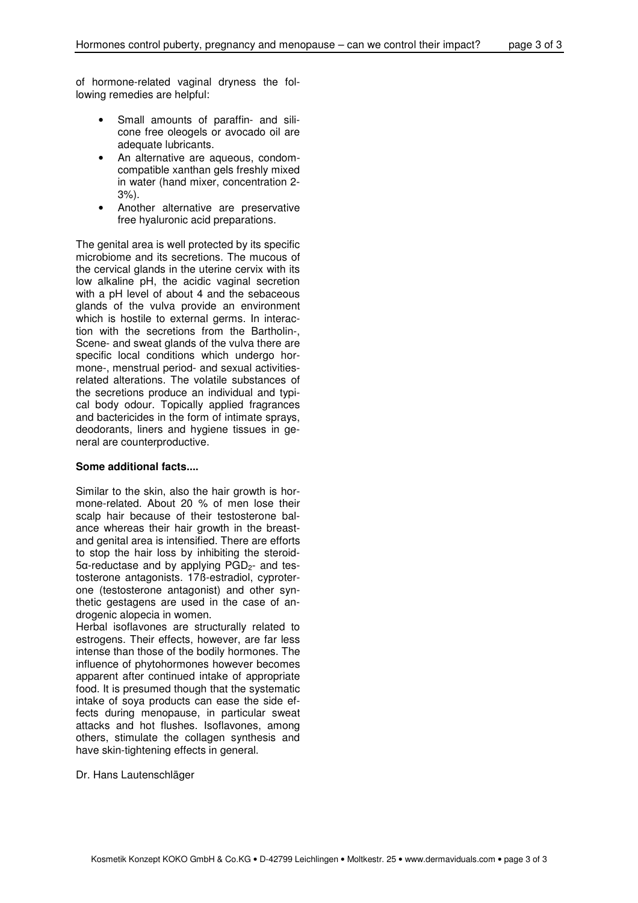of hormone-related vaginal dryness the following remedies are helpful:

- Small amounts of paraffin- and silicone free oleogels or avocado oil are adequate lubricants.
- An alternative are aqueous, condom-compatible xanthan gels freshly mixed in water (hand mixer, concentration 2-3%).
- Another alternative are preservative free hyaluronic acid preparations.

The genital area is well protected by its specific microbiome and its secretions. The mucous of the cervical glands in the uterine cervix with its low alkaline pH, the acidic vaginal secretion with a pH level of about 4 and the sebaceous glands of the vulva provide an environment which is hostile to external germs. In interaction with the secretions from the Bartholin-, Scene- and sweat glands of the vulva there are specific local conditions which undergo hormone-, menstrual period- and sexual activities-related alterations. The volatile substances of the secretions produce an individual and typical body odour. Topically applied fragrances and bactericides in the form of intimate sprays, deodorants, liners and hygiene tissues in general are counterproductive.

**Some additional facts....**

Similar to the skin, also the hair growth is hormone-related. About 20 % of men lose their scalp hair because of their testosterone balance whereas their hair growth in the breast- and genital area is intensified. There are efforts to stop the hair loss by inhibiting the steroid-5α-reductase and by applying $PGD_2$- and testosterone antagonists. 17ß-estradiol, cyproterone (testosterone antagonist) and other synthetic gestagens are used in the case of androgenic alopecia in women.

Herbal isoflavones are structurally related to estrogens. Their effects, however, are far less intense than those of the bodily hormones. The influence of phytohormones however becomes apparent after continued intake of appropriate food. It is presumed though that the systematic intake of soya products can ease the side effects during menopause, in particular sweat attacks and hot flushes. Isoflavones, among others, stimulate the collagen synthesis and have skin-tightening effects in general.

Dr. Hans Lautenschläger